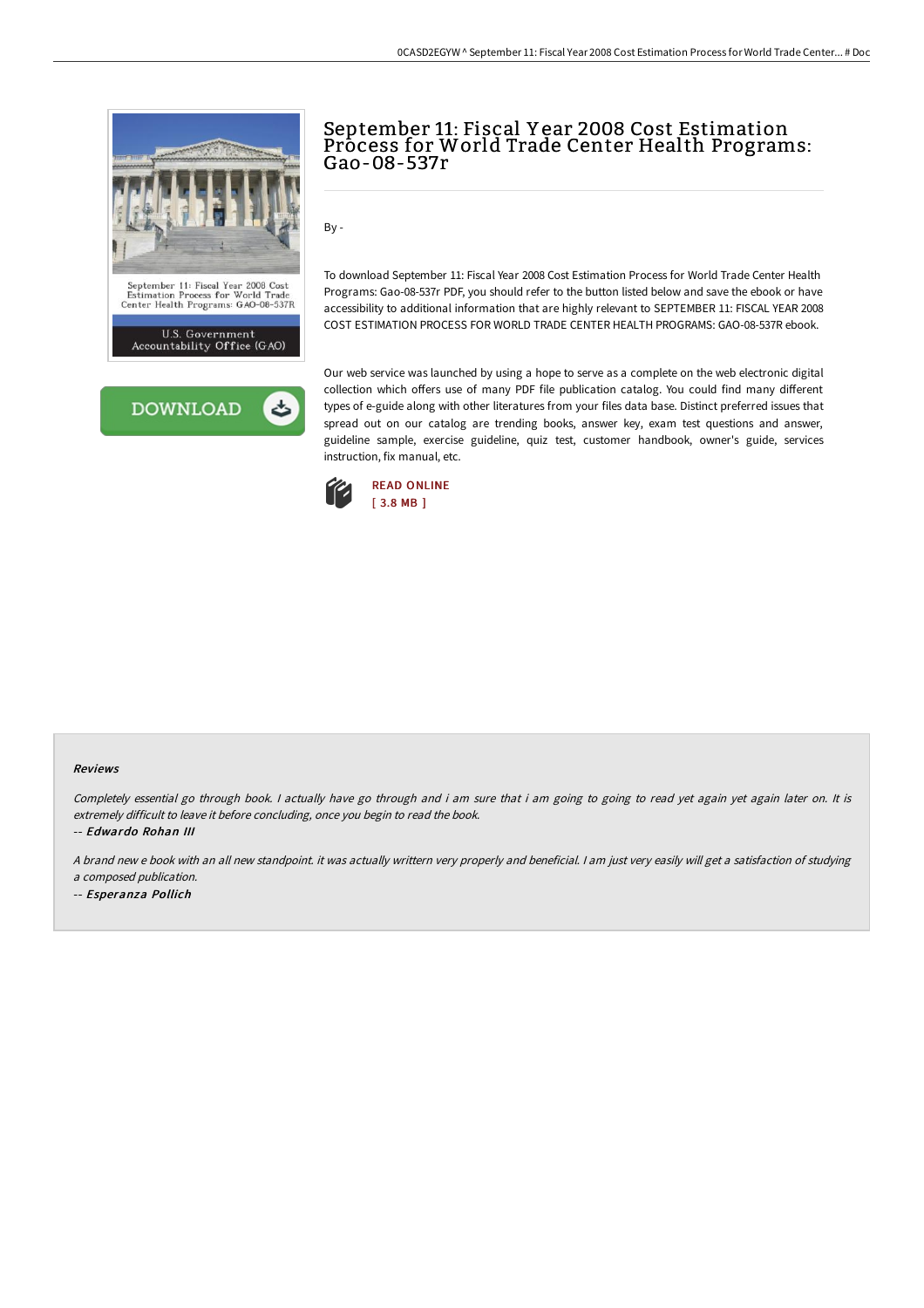# September 11: Fiscal Year 2008 Cost Estimation Process for World Trade Center Health Programs: Gao-08-537r

By -

To download September 11: Fiscal Year 2008 Cost Estimation Process for World Trade Center Health Programs: Gao-08-537r PDF, you should refer to the button listed below and save the ebook or have accessibility to additional information that are highly relevant to SEPTEMBER 11: FISCAL YEAR 2008 COST ESTIMATION PROCESS FOR WORLD TRADE CENTER HEALTH PROGRAMS: GAO-08-537R ebook.

Our web service was launched by using a hope to serve as a complete on the web electronic digital collection which offers use of many PDF file publication catalog. You could find many different types of e-guide along with other literatures from your files data base. Distinct preferred issues that spread out on our catalog are trending books, answer key, exam test questions and answer, guideline sample, exercise guideline, quiz test, customer handbook, owner's guide, services instruction, fix manual, etc.

READ ONLINE
[ 3.8 MB ]

## Reviews

*Completely essential go through book. I actually have go through and i am sure that i am going to going to read yet again yet again later on. It is extremely difficult to leave it before concluding, once you begin to read the book.*

-- ***Edwardo Rohan III***

*A brand new e book with an all new standpoint. it was actually writtern very properly and beneficial. I am just very easily will get a satisfaction of studying a composed publication.*

-- ***Esperanza Pollich***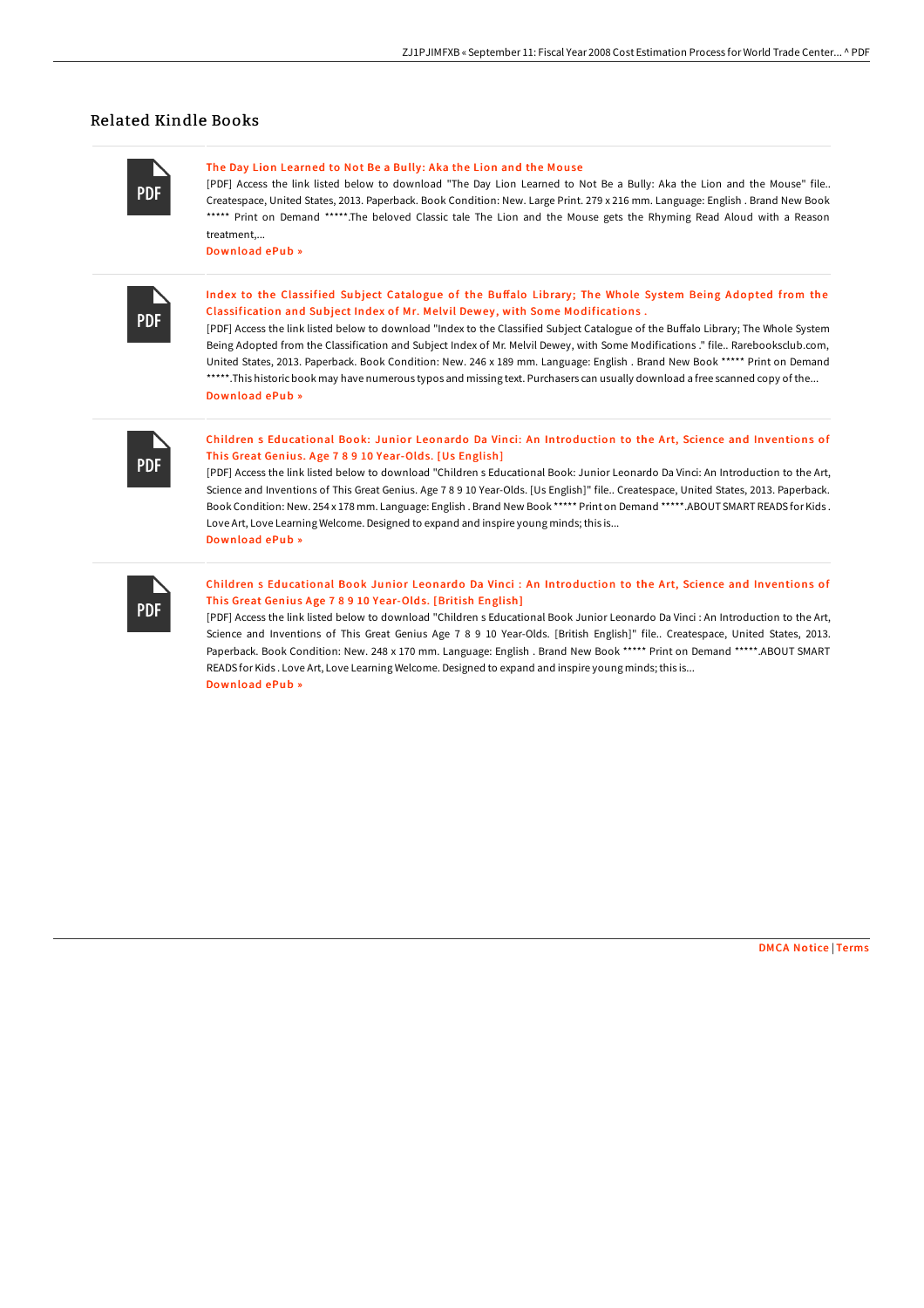## Related Kindle Books

### The Day Lion Learned to Not Be a Bully: Aka the Lion and the Mouse

[PDF] Access the link listed below to download "The Day Lion Learned to Not Be a Bully: Aka the Lion and the Mouse" file.. Createspace, United States, 2013. Paperback. Book Condition: New. Large Print. 279 x 216 mm. Language: English . Brand New Book ***** Print on Demand *****.The beloved Classic tale The Lion and the Mouse gets the Rhyming Read Aloud with a Reason treatment,...

Download ePub »

### Index to the Classified Subject Catalogue of the Buffalo Library; The Whole System Being Adopted from the Classification and Subject Index of Mr. Melvil Dewey, with Some Modifications .

[PDF] Access the link listed below to download "Index to the Classified Subject Catalogue of the Buffalo Library; The Whole System Being Adopted from the Classification and Subject Index of Mr. Melvil Dewey, with Some Modifications ." file.. Rarebooksclub.com, United States, 2013. Paperback. Book Condition: New. 246 x 189 mm. Language: English . Brand New Book ***** Print on Demand *****.This historic book may have numerous typos and missing text. Purchasers can usually download a free scanned copy of the...

Download ePub »

### Children s Educational Book: Junior Leonardo Da Vinci: An Introduction to the Art, Science and Inventions of This Great Genius. Age 7 8 9 10 Year-Olds. [Us English]

[PDF] Access the link listed below to download "Children s Educational Book: Junior Leonardo Da Vinci: An Introduction to the Art, Science and Inventions of This Great Genius. Age 7 8 9 10 Year-Olds. [Us English]" file.. Createspace, United States, 2013. Paperback. Book Condition: New. 254 x 178 mm. Language: English . Brand New Book ***** Print on Demand *****.ABOUT SMART READS for Kids . Love Art, Love Learning Welcome. Designed to expand and inspire young minds; this is...

Download ePub »

### Children s Educational Book Junior Leonardo Da Vinci : An Introduction to the Art, Science and Inventions of This Great Genius Age 7 8 9 10 Year-Olds. [British English]

[PDF] Access the link listed below to download "Children s Educational Book Junior Leonardo Da Vinci : An Introduction to the Art, Science and Inventions of This Great Genius Age 7 8 9 10 Year-Olds. [British English]" file.. Createspace, United States, 2013. Paperback. Book Condition: New. 248 x 170 mm. Language: English . Brand New Book ***** Print on Demand *****.ABOUT SMART READS for Kids . Love Art, Love Learning Welcome. Designed to expand and inspire young minds; this is...

Download ePub »

DMCA Notice | Terms